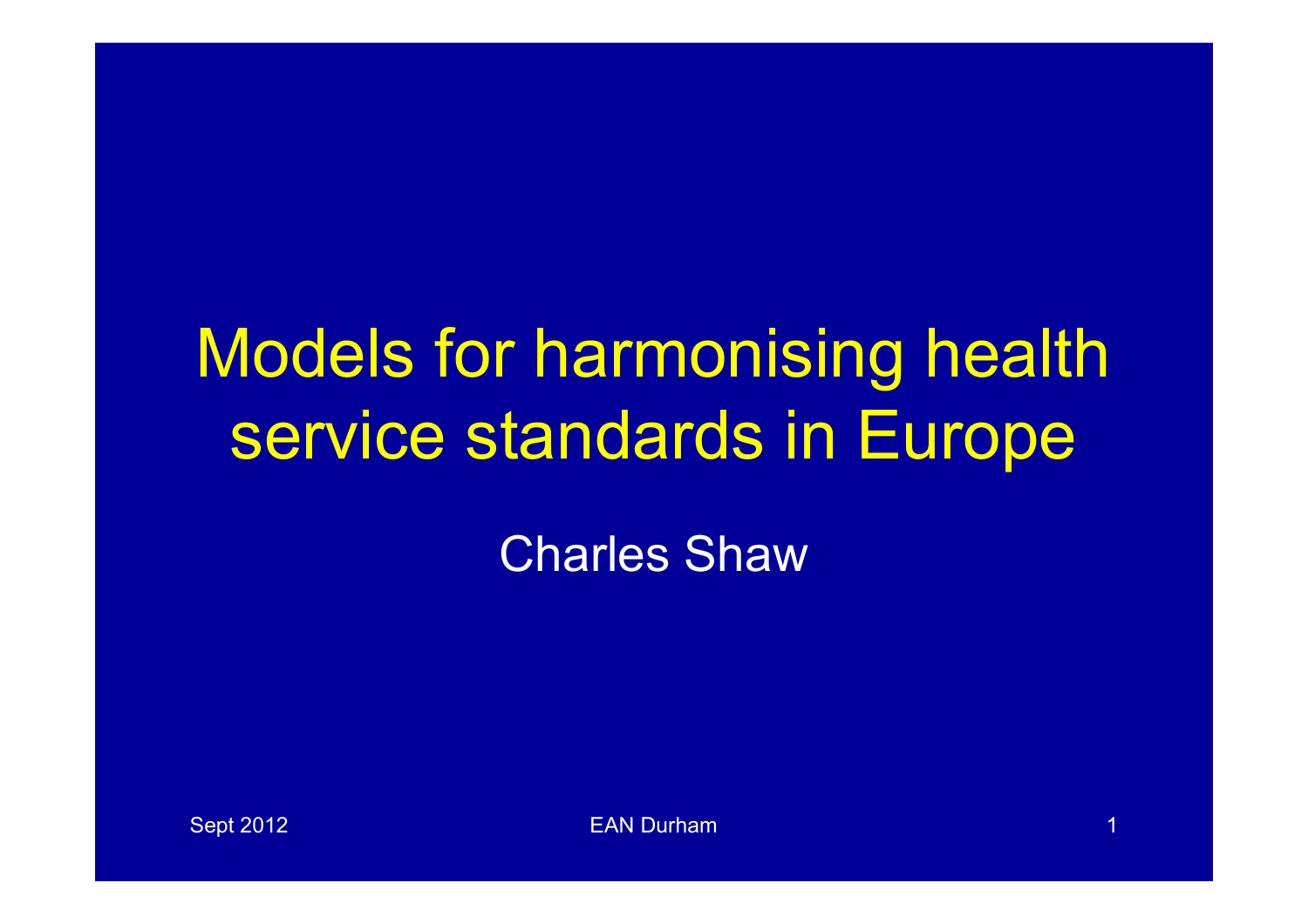# Models for harmonising health service standards in Europe

Charles Shaw

Sept 2012 EAN Durham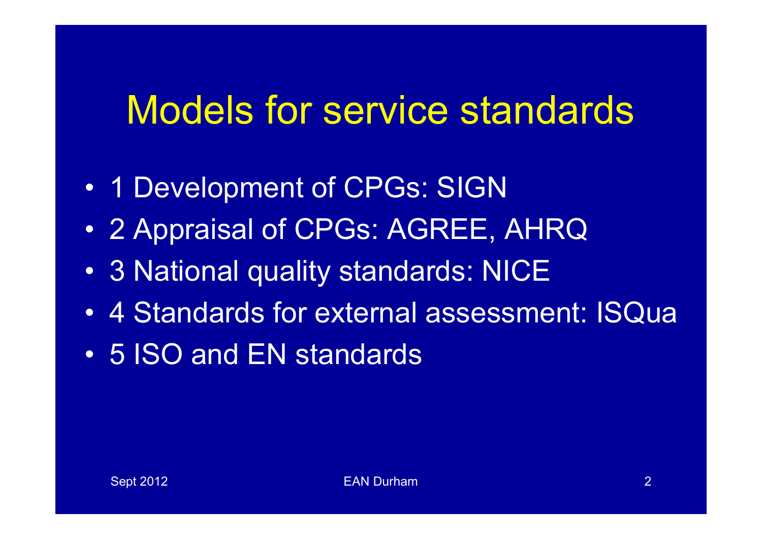# Models for service standards

- 1 Development of CPGs: SIGN
- 2 Appraisal of CPGs: AGREE, AHRQ
- 3 National quality standards: NICE
- 4 Standards for external assessment: ISQua
- 5 ISO and EN standards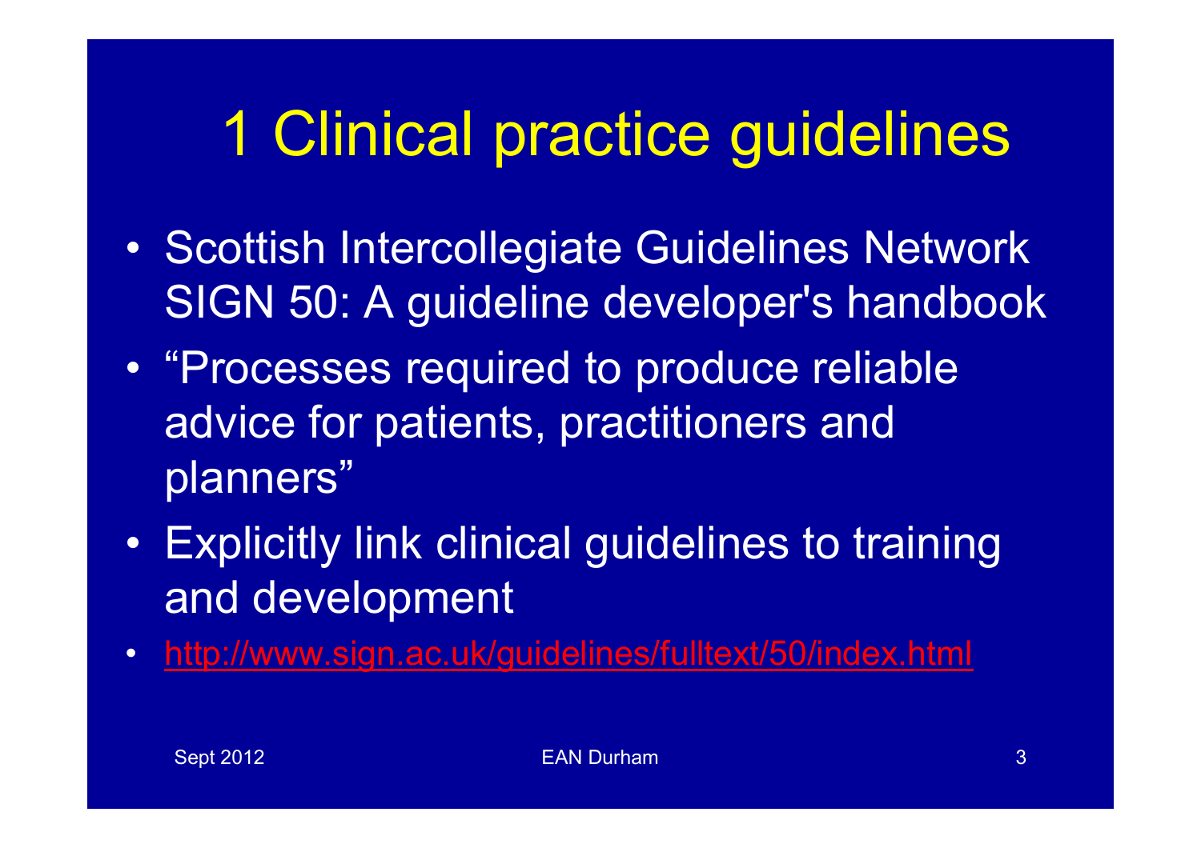# 1 Clinical practice guidelines

- Scottish Intercollegiate Guidelines Network SIGN 50: A guideline developer's handbook
- "Processes required to produce reliable advice for patients, practitioners and planners"
- Explicitly link clinical guidelines to training and development
- http://www.sign.ac.uk/guidelines/fulltext/50/index.html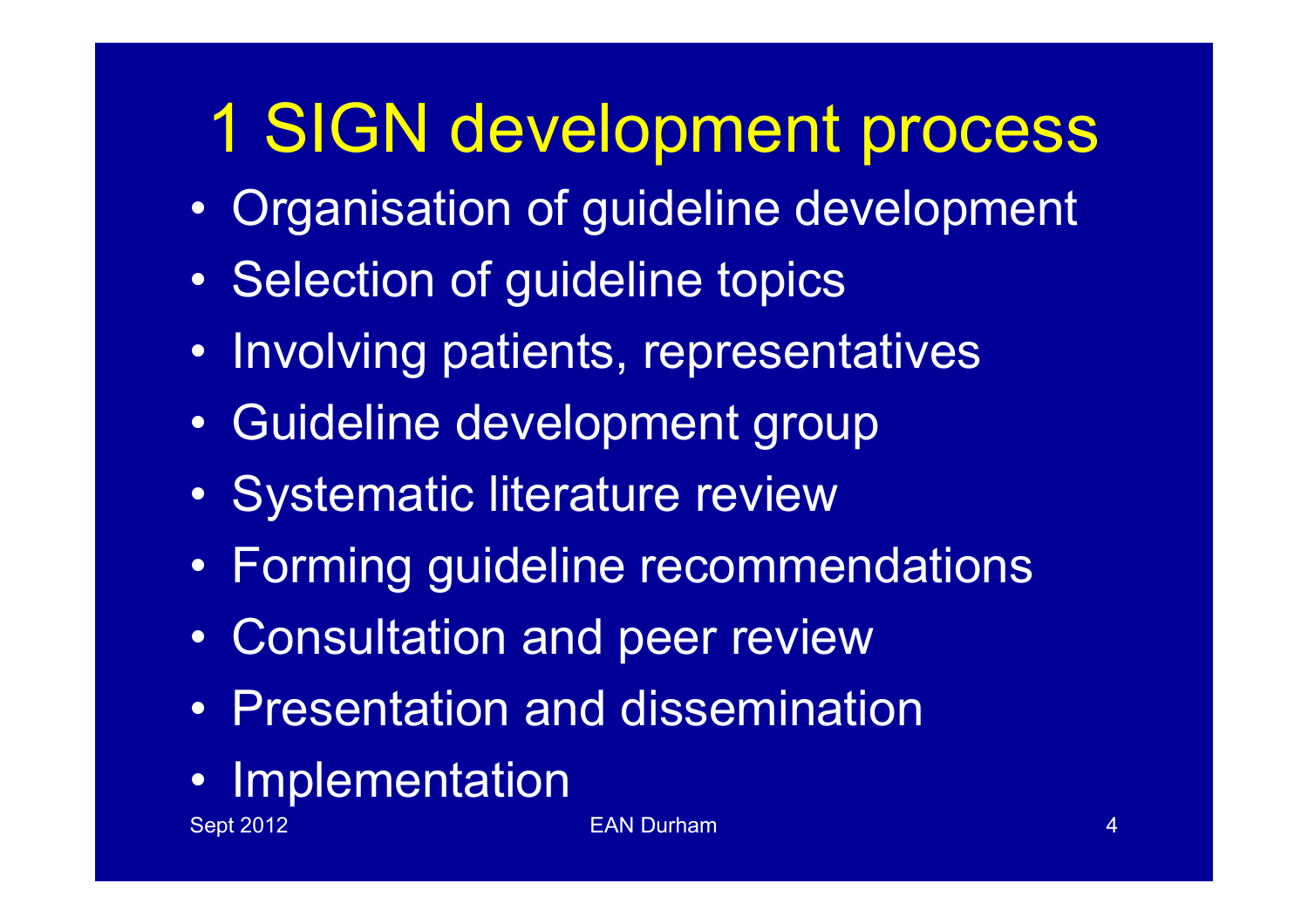# 1 SIGN development process

- Organisation of guideline development
- Selection of guideline topics
- Involving patients, representatives
- Guideline development group
- Systematic literature review
- Forming guideline recommendations
- Consultation and peer review
- Presentation and dissemination
- Implementation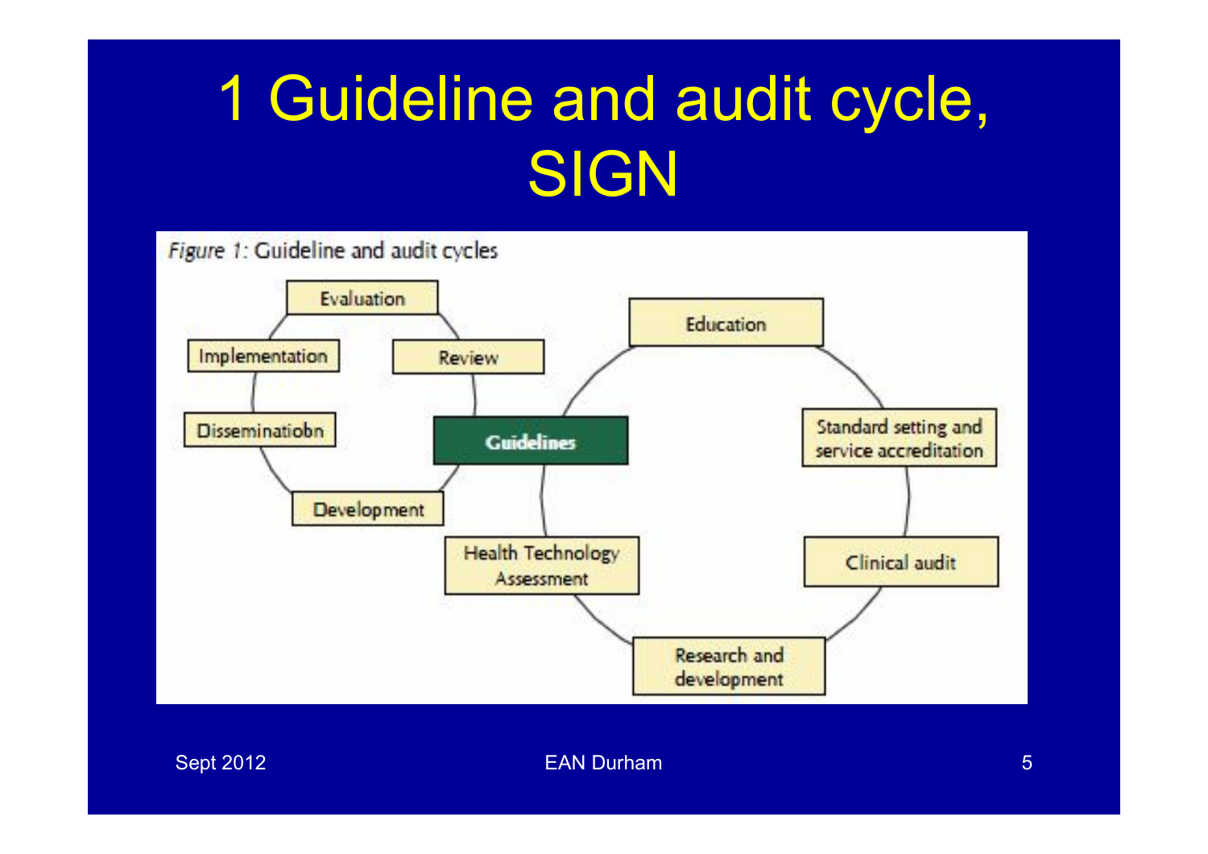# 1 Guideline and audit cycle, SIGN

*Figure 1:* Guideline and audit cycles

- Evaluation
- Review
- Guidelines
- Development
- Disseminatiobn
- Implementation

- Guidelines
- Education
- Standard setting and service accreditation
- Clinical audit
- Research and development
- Health Technology Assessment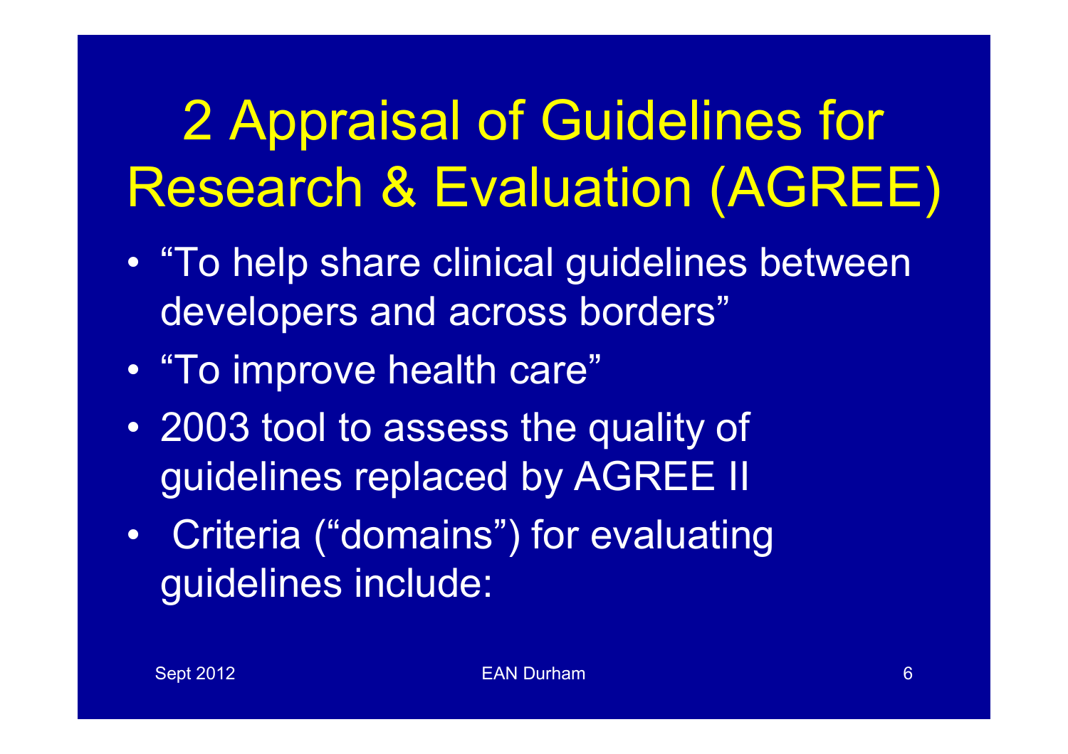# 2 Appraisal of Guidelines for Research & Evaluation (AGREE)

- "To help share clinical guidelines between developers and across borders"
- "To improve health care"
- 2003 tool to assess the quality of guidelines replaced by AGREE II
- Criteria ("domains") for evaluating guidelines include: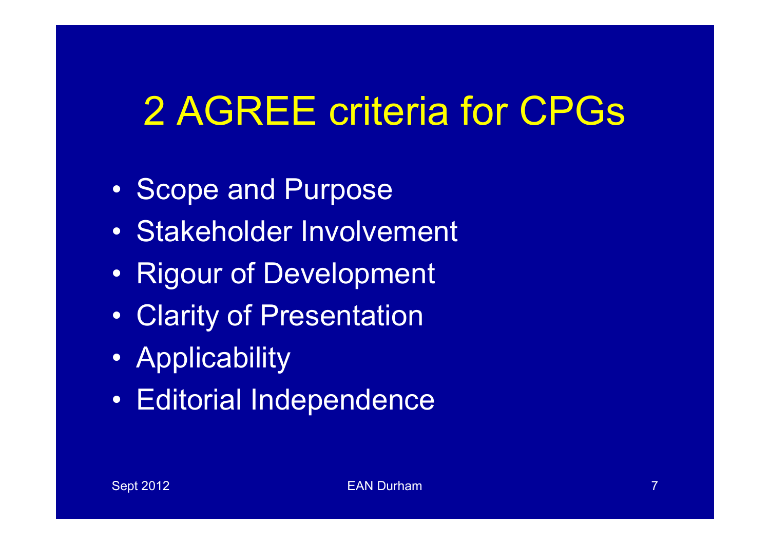# 2 AGREE criteria for CPGs

- Scope and Purpose
- Stakeholder Involvement
- Rigour of Development
- Clarity of Presentation
- Applicability
- Editorial Independence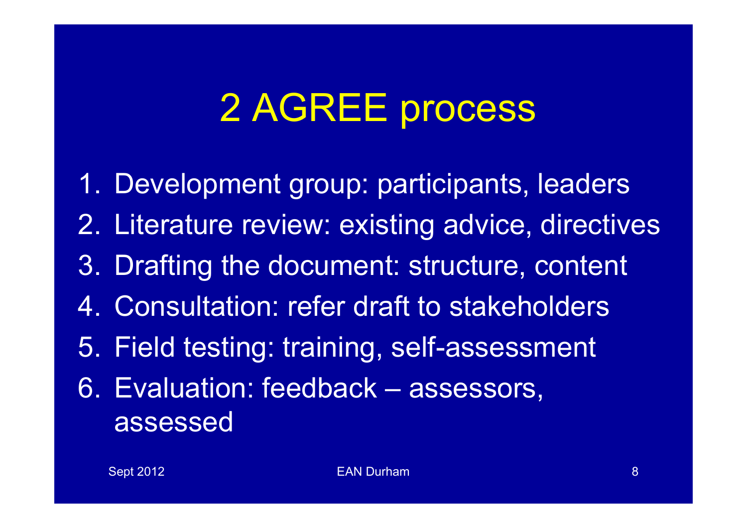# 2 AGREE process

1. Development group: participants, leaders
2. Literature review: existing advice, directives
3. Drafting the document: structure, content
4. Consultation: refer draft to stakeholders
5. Field testing: training, self-assessment
6. Evaluation: feedback – assessors, assessed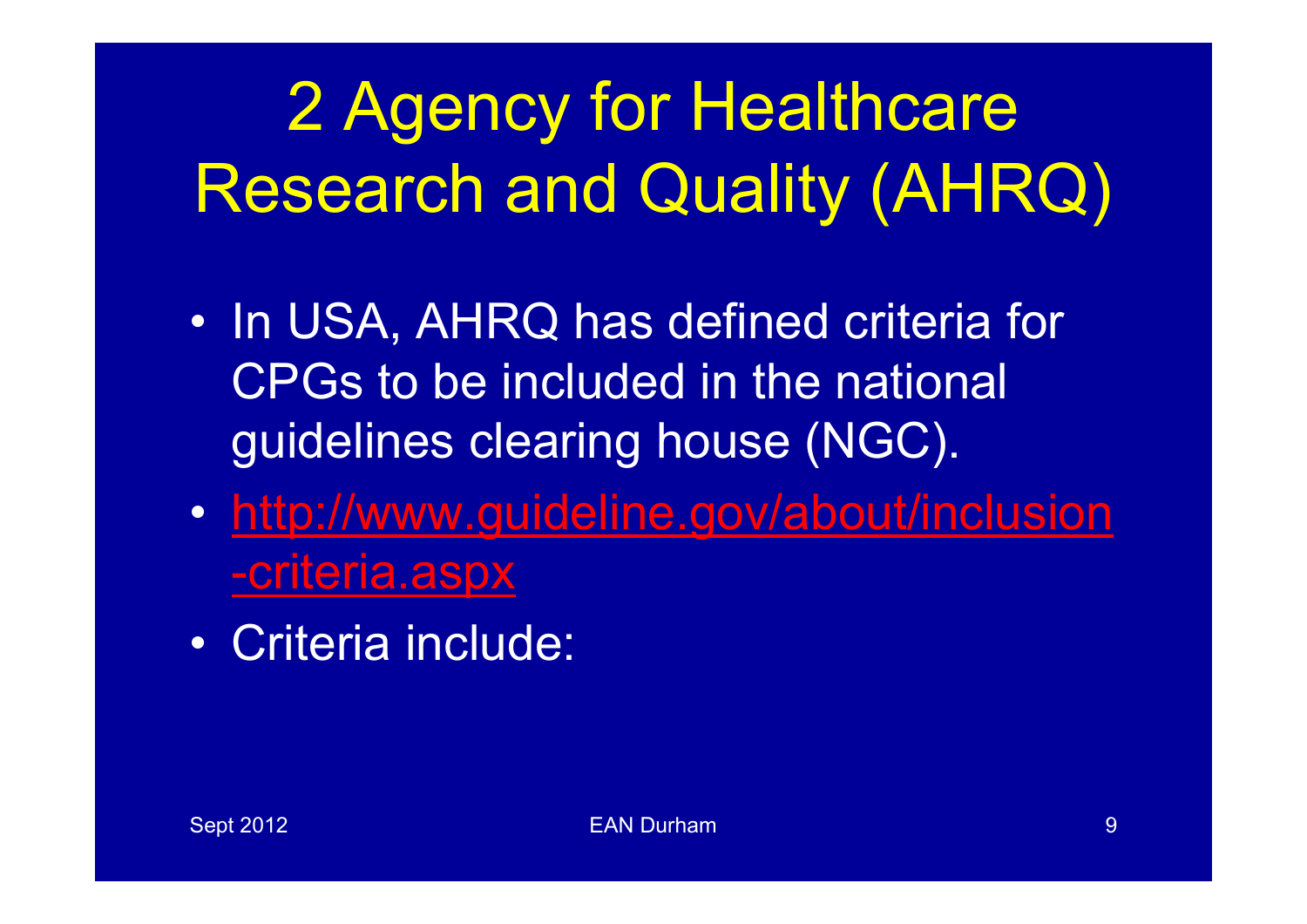# 2 Agency for Healthcare Research and Quality (AHRQ)

- In USA, AHRQ has defined criteria for CPGs to be included in the national guidelines clearing house (NGC).
- http://www.guideline.gov/about/inclusion-criteria.aspx
- Criteria include: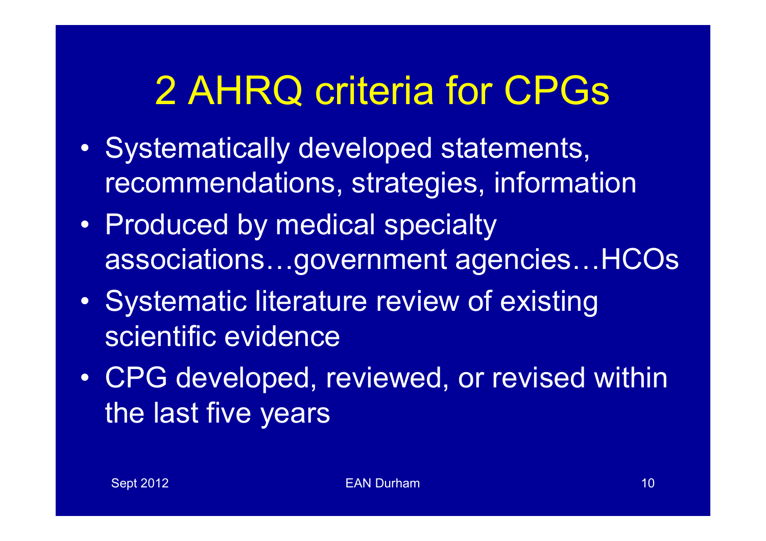# 2 AHRQ criteria for CPGs

- Systematically developed statements, recommendations, strategies, information
- Produced by medical specialty associations…government agencies…HCOs
- Systematic literature review of existing scientific evidence
- CPG developed, reviewed, or revised within the last five years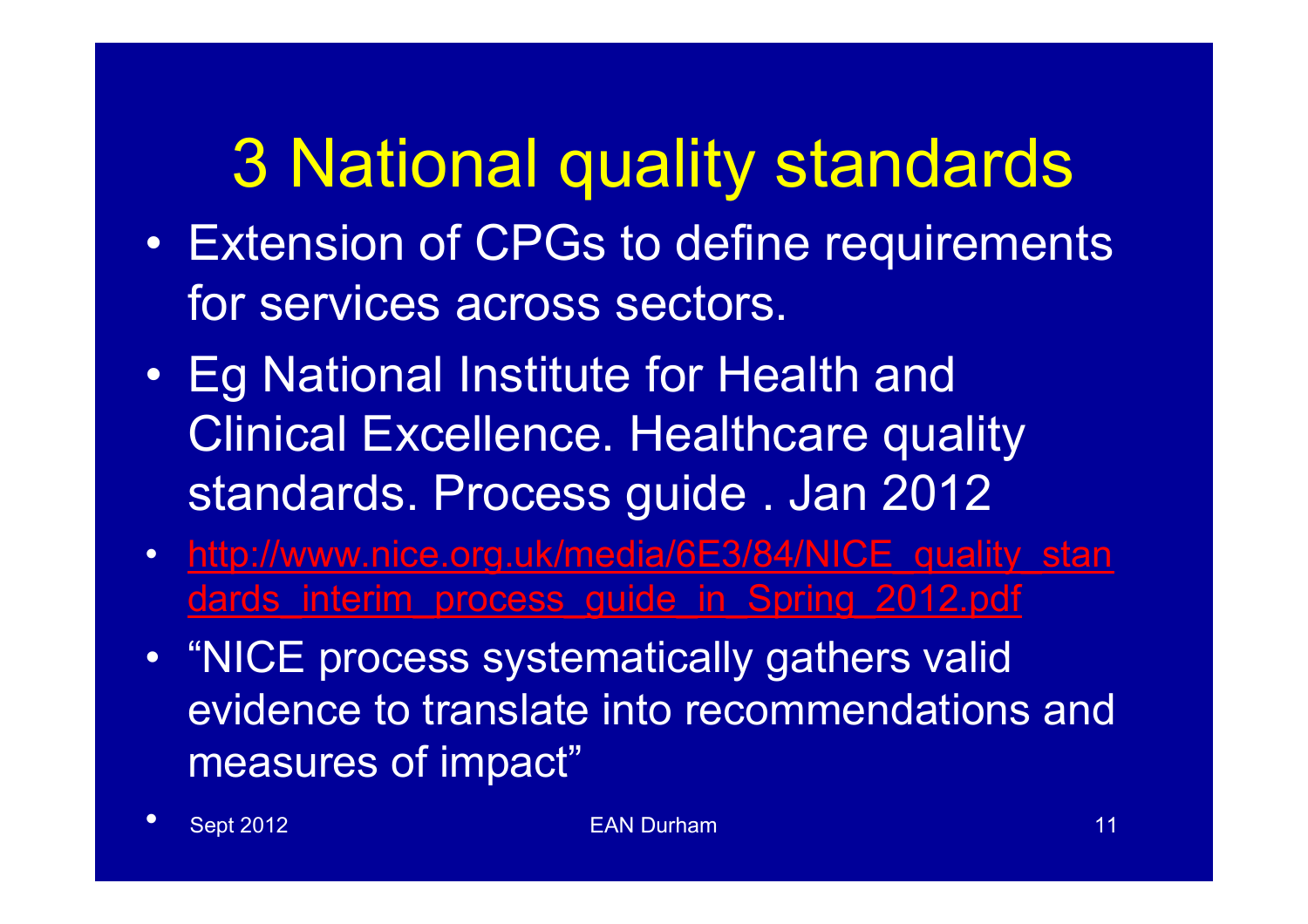# 3 National quality standards

- Extension of CPGs to define requirements for services across sectors.
- Eg National Institute for Health and Clinical Excellence. Healthcare quality standards. Process guide . Jan 2012
- http://www.nice.org.uk/media/6E3/84/NICE_quality_standards_interim_process_guide_in_Spring_2012.pdf
- "NICE process systematically gathers valid evidence to translate into recommendations and measures of impact"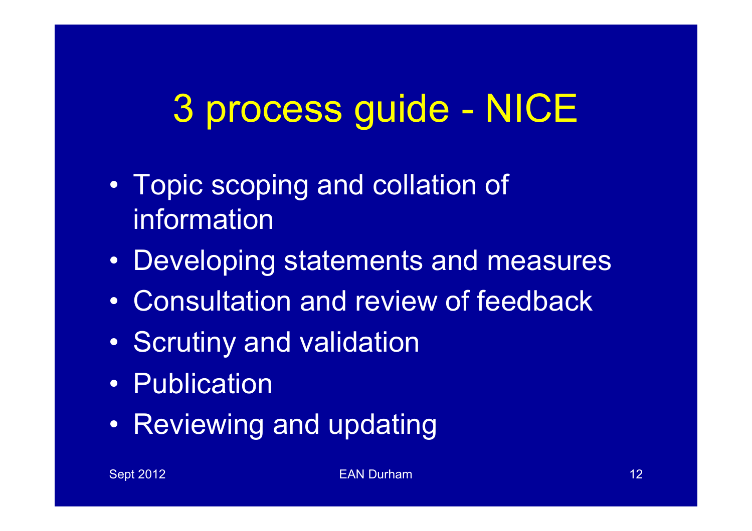# 3 process guide - NICE

- Topic scoping and collation of information
- Developing statements and measures
- Consultation and review of feedback
- Scrutiny and validation
- Publication
- Reviewing and updating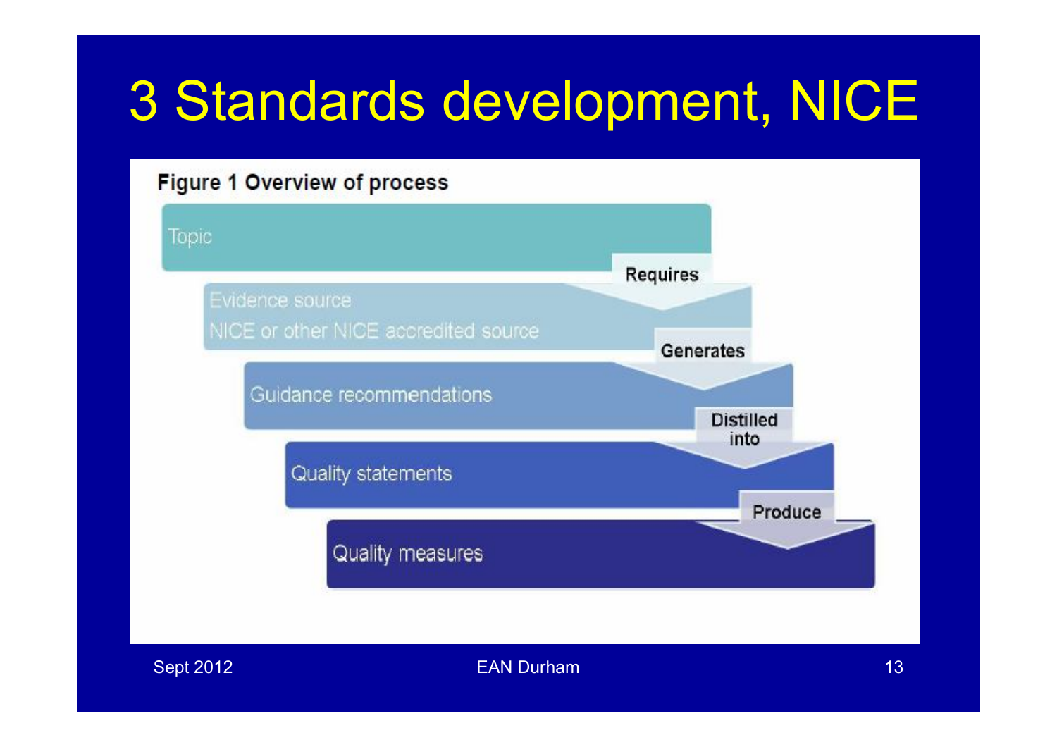# 3 Standards development, NICE

**Figure 1 Overview of process**

Topic

Requires

Evidence source
NICE or other NICE accredited source

Generates

Guidance recommendations

Distilled into

Quality statements

Produce

Quality measures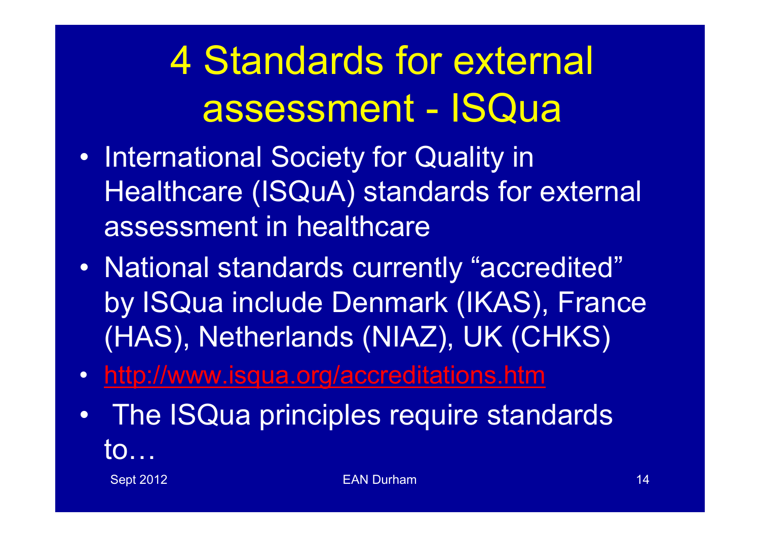# 4 Standards for external assessment - ISQua

- International Society for Quality in Healthcare (ISQuA) standards for external assessment in healthcare
- National standards currently "accredited" by ISQua include Denmark (IKAS), France (HAS), Netherlands (NIAZ), UK (CHKS)
- http://www.isqua.org/accreditations.htm
- The ISQua principles require standards to…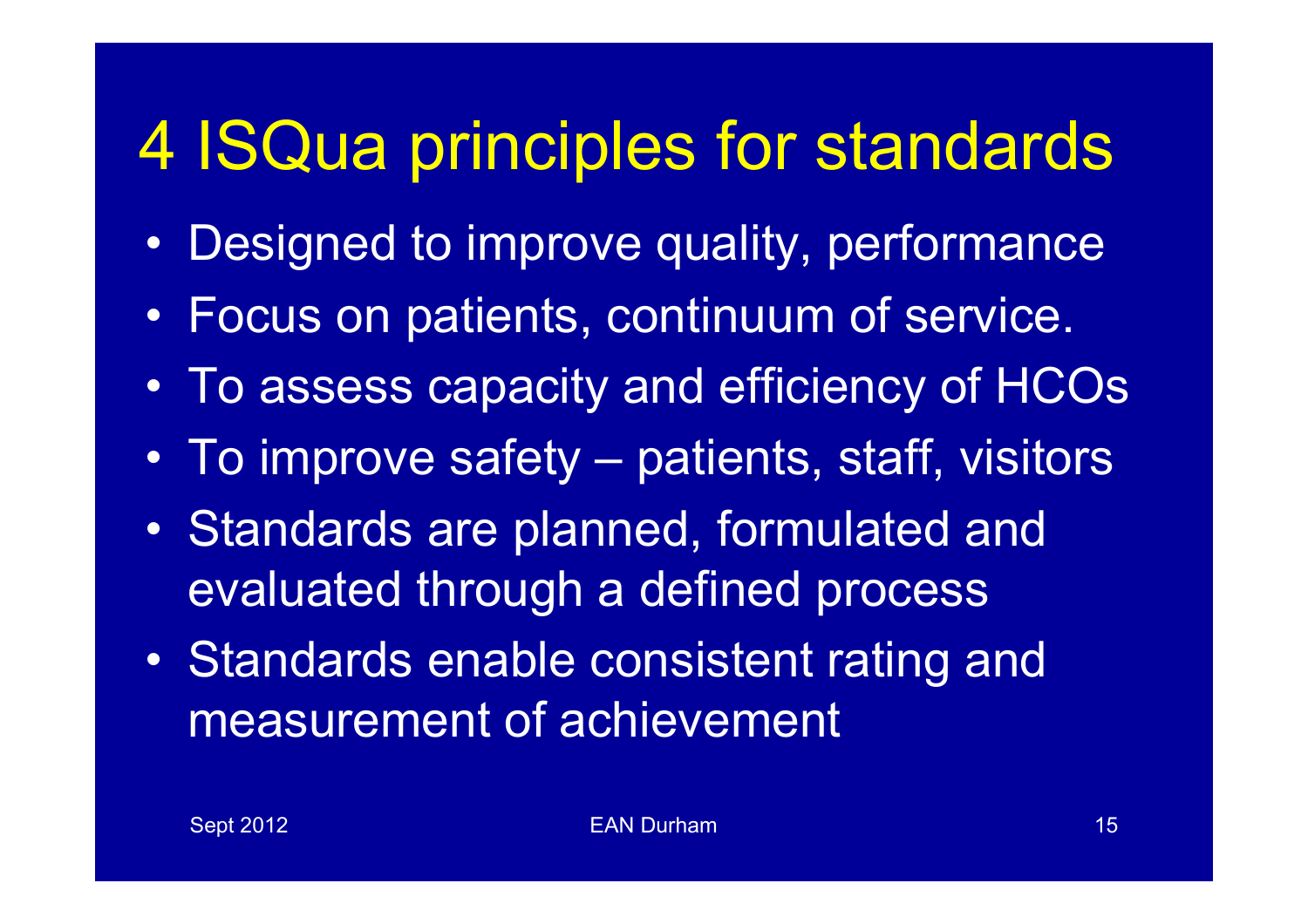# 4 ISQua principles for standards

- Designed to improve quality, performance
- Focus on patients, continuum of service.
- To assess capacity and efficiency of HCOs
- To improve safety – patients, staff, visitors
- Standards are planned, formulated and evaluated through a defined process
- Standards enable consistent rating and measurement of achievement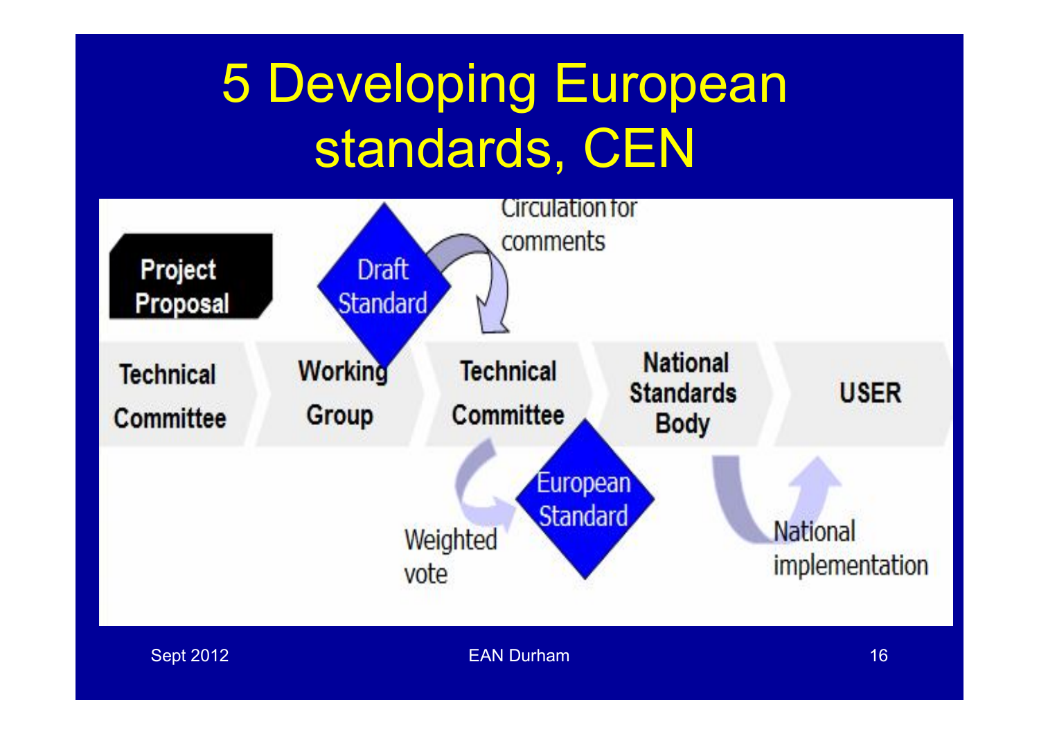# 5 Developing European standards, CEN

Project Proposal

Draft Standard

Circulation for comments

Technical Committee

Working Group

Technical Committee

National Standards Body

USER

European Standard

Weighted vote

National implementation